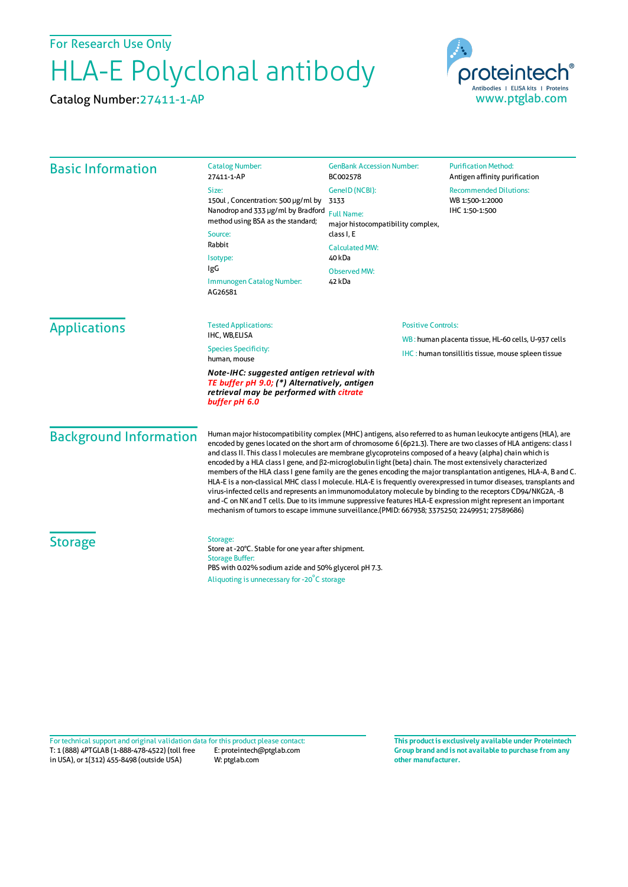For Research Use Only

# HLA-E Polyclonal antibody

Catalog Number: 27411-1-AP

proteintech®
Antibodies | ELISA kits | Proteins
www.ptglab.com

## Basic Information

**Catalog Number:**
27411-1-AP

**Size:**
150ul , Concentration: 500 μg/ml by Nanodrop and 333 μg/ml by Bradford method using BSA as the standard;

**Source:**
Rabbit

**Isotype:**
IgG

**Immunogen Catalog Number:**
AG26581

**GenBank Accession Number:**
BC002578

**GeneID (NCBI):**
3133

**Full Name:**
major histocompatibility complex, class I, E

**Calculated MW:**
40 kDa

**Observed MW:**
42 kDa

**Purification Method:**
Antigen affinity purification

**Recommended Dilutions:**
WB 1:500-1:2000
IHC 1:50-1:500

## Applications

**Tested Applications:**
IHC, WB,ELISA

**Species Specificity:**
human, mouse

***Note-IHC: suggested antigen retrieval with TE buffer pH 9.0; (\*) Alternatively, antigen retrieval may be performed with citrate buffer pH 6.0***

**Positive Controls:**

WB : human placenta tissue, HL-60 cells, U-937 cells

IHC : human tonsillitis tissue, mouse spleen tissue

## Background Information

Human major histocompatibility complex (MHC) antigens, also referred to as human leukocyte antigens (HLA), are encoded by genes located on the short arm of chromosome 6 (6p21.3). There are two classes of HLA antigens: class I and class II. This class I molecules are membrane glycoproteins composed of a heavy (alpha) chain which is encoded by a HLA class I gene, and β2-microglobulin light (beta) chain. The most extensively characterized members of the HLA class I gene family are the genes encoding the major transplantation antigens, HLA-A, B and C. HLA-E is a non-classical MHC class I molecule. HLA-E is frequently overexpressed in tumor diseases, transplants and virus-infected cells and represents an immunomodulatory molecule by binding to the receptors CD94/NKG2A, -B and -C on NK and T cells. Due to its immune suppressive features HLA-E expression might represent an important mechanism of tumors to escape immune surveillance.(PMID: 667938; 3375250; 2249951; 27589686)

## Storage

**Storage:**
Store at -20°C. Stable for one year after shipment.

**Storage Buffer:**
PBS with 0.02% sodium azide and 50% glycerol pH 7.3.

Aliquoting is unnecessary for -20°C storage

For technical support and original validation data for this product please contact:
T: 1 (888) 4PTGLAB (1-888-478-4522) (toll free in USA), or 1(312) 455-8498 (outside USA)
E: proteintech@ptglab.com
W: ptglab.com

**This product is exclusively available under Proteintech Group brand and is not available to purchase from any other manufacturer.**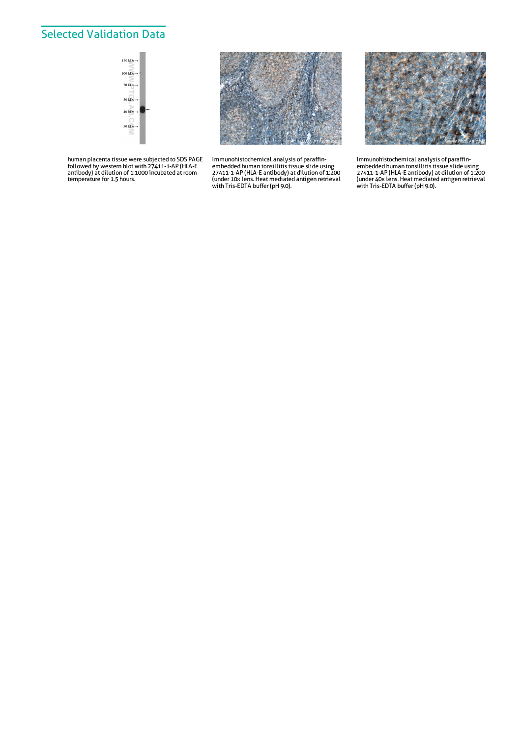## Selected Validation Data

150 kDa→
100 kDa→
70 kDa→
50 kDa→
40 kDa→
30 kDa→

human placenta tissue were subjected to SDS PAGE followed by western blot with 27411-1-AP (HLA-E antibody) at dilution of 1:1000 incubated at room temperature for 1.5 hours.

Immunohistochemical analysis of paraffin-embedded human tonsillitis tissue slide using 27411-1-AP (HLA-E antibody) at dilution of 1:200 (under 10x lens. Heat mediated antigen retrieval with Tris-EDTA buffer (pH 9.0).

Immunohistochemical analysis of paraffin-embedded human tonsillitis tissue slide using 27411-1-AP (HLA-E antibody) at dilution of 1:200 (under 40x lens. Heat mediated antigen retrieval with Tris-EDTA buffer (pH 9.0).